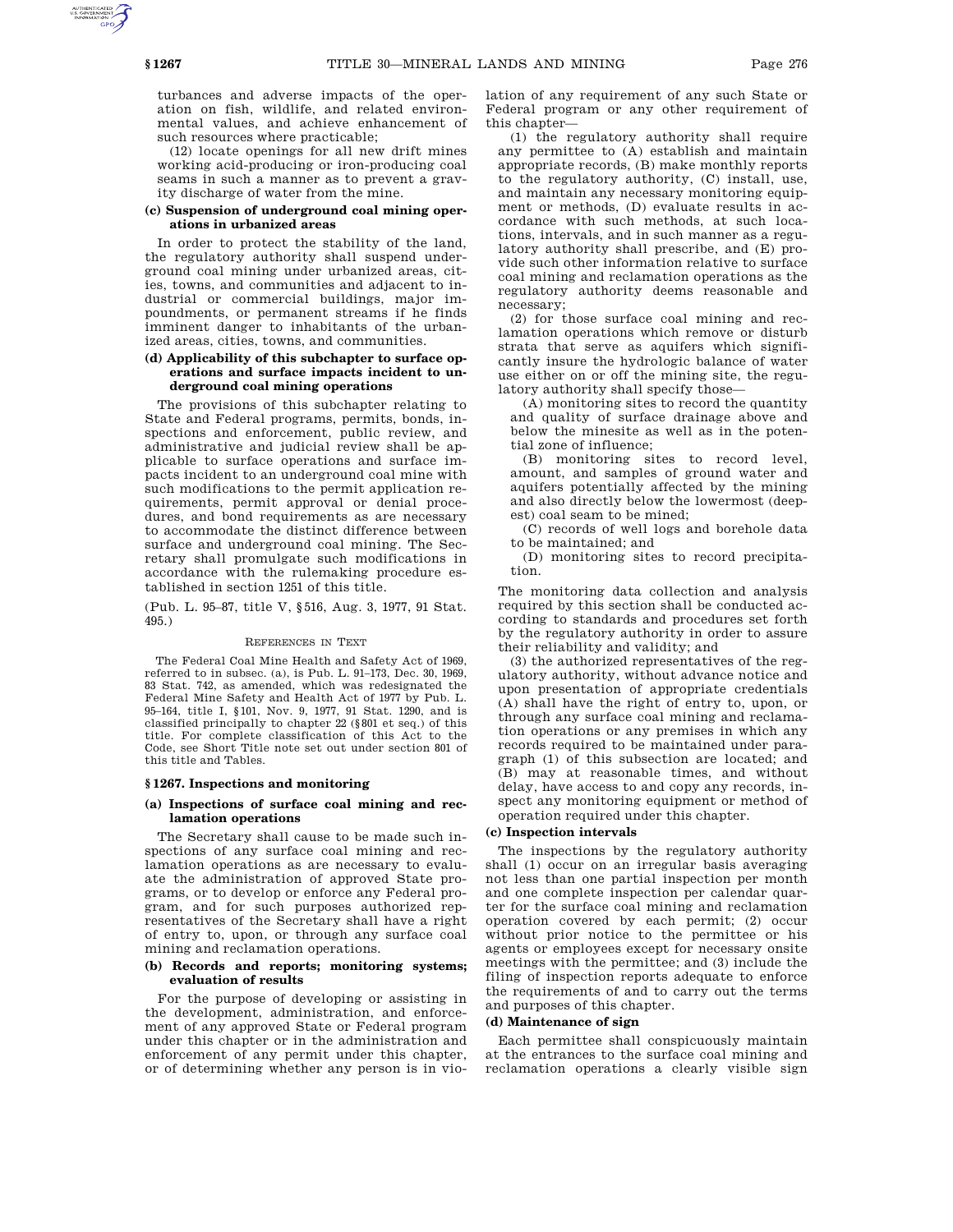turbances and adverse impacts of the operation on fish, wildlife, and related environmental values, and achieve enhancement of such resources where practicable;

(12) locate openings for all new drift mines working acid-producing or iron-producing coal seams in such a manner as to prevent a gravity discharge of water from the mine.

**(c) Suspension of underground coal mining operations in urbanized areas**

In order to protect the stability of the land, the regulatory authority shall suspend underground coal mining under urbanized areas, cities, towns, and communities and adjacent to industrial or commercial buildings, major impoundments, or permanent streams if he finds imminent danger to inhabitants of the urbanized areas, cities, towns, and communities.

**(d) Applicability of this subchapter to surface operations and surface impacts incident to underground coal mining operations**

The provisions of this subchapter relating to State and Federal programs, permits, bonds, inspections and enforcement, public review, and administrative and judicial review shall be applicable to surface operations and surface impacts incident to an underground coal mine with such modifications to the permit application requirements, permit approval or denial procedures, and bond requirements as are necessary to accommodate the distinct difference between surface and underground coal mining. The Secretary shall promulgate such modifications in accordance with the rulemaking procedure established in section 1251 of this title.

(Pub. L. 95–87, title V, §516, Aug. 3, 1977, 91 Stat. 495.)

REFERENCES IN TEXT

The Federal Coal Mine Health and Safety Act of 1969, referred to in subsec. (a), is Pub. L. 91–173, Dec. 30, 1969, 83 Stat. 742, as amended, which was redesignated the Federal Mine Safety and Health Act of 1977 by Pub. L. 95–164, title I, §101, Nov. 9, 1977, 91 Stat. 1290, and is classified principally to chapter 22 (§801 et seq.) of this title. For complete classification of this Act to the Code, see Short Title note set out under section 801 of this title and Tables.

## §1267. Inspections and monitoring

**(a) Inspections of surface coal mining and reclamation operations**

The Secretary shall cause to be made such inspections of any surface coal mining and reclamation operations as are necessary to evaluate the administration of approved State programs, or to develop or enforce any Federal program, and for such purposes authorized representatives of the Secretary shall have a right of entry to, upon, or through any surface coal mining and reclamation operations.

**(b) Records and reports; monitoring systems; evaluation of results**

For the purpose of developing or assisting in the development, administration, and enforcement of any approved State or Federal program under this chapter or in the administration and enforcement of any permit under this chapter, or of determining whether any person is in violation of any requirement of any such State or Federal program or any other requirement of this chapter—

(1) the regulatory authority shall require any permittee to (A) establish and maintain appropriate records, (B) make monthly reports to the regulatory authority, (C) install, use, and maintain any necessary monitoring equipment or methods, (D) evaluate results in accordance with such methods, at such locations, intervals, and in such manner as a regulatory authority shall prescribe, and (E) provide such other information relative to surface coal mining and reclamation operations as the regulatory authority deems reasonable and necessary;

(2) for those surface coal mining and reclamation operations which remove or disturb strata that serve as aquifers which significantly insure the hydrologic balance of water use either on or off the mining site, the regulatory authority shall specify those—

(A) monitoring sites to record the quantity and quality of surface drainage above and below the minesite as well as in the potential zone of influence;

(B) monitoring sites to record level, amount, and samples of ground water and aquifers potentially affected by the mining and also directly below the lowermost (deepest) coal seam to be mined;

(C) records of well logs and borehole data to be maintained; and

(D) monitoring sites to record precipitation.

The monitoring data collection and analysis required by this section shall be conducted according to standards and procedures set forth by the regulatory authority in order to assure their reliability and validity; and

(3) the authorized representatives of the regulatory authority, without advance notice and upon presentation of appropriate credentials (A) shall have the right of entry to, upon, or through any surface coal mining and reclamation operations or any premises in which any records required to be maintained under paragraph (1) of this subsection are located; and (B) may at reasonable times, and without delay, have access to and copy any records, inspect any monitoring equipment or method of operation required under this chapter.

**(c) Inspection intervals**

The inspections by the regulatory authority shall (1) occur on an irregular basis averaging not less than one partial inspection per month and one complete inspection per calendar quarter for the surface coal mining and reclamation operation covered by each permit; (2) occur without prior notice to the permittee or his agents or employees except for necessary onsite meetings with the permittee; and (3) include the filing of inspection reports adequate to enforce the requirements of and to carry out the terms and purposes of this chapter.

**(d) Maintenance of sign**

Each permittee shall conspicuously maintain at the entrances to the surface coal mining and reclamation operations a clearly visible sign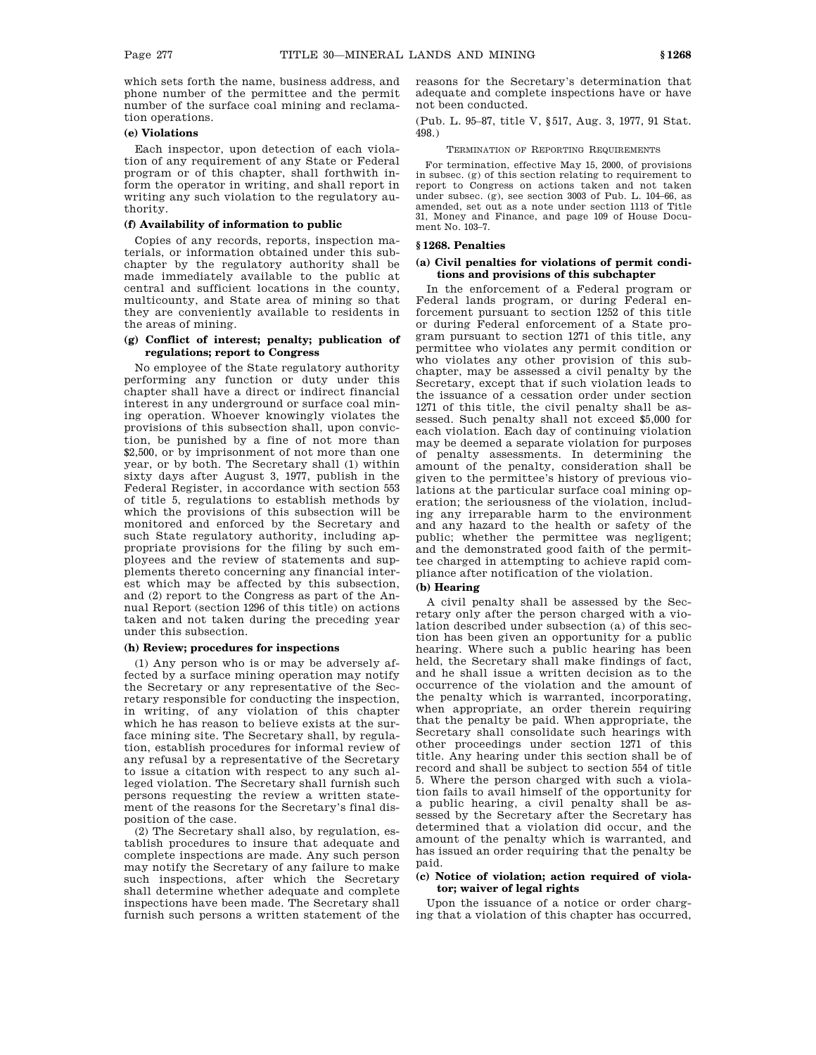which sets forth the name, business address, and phone number of the permittee and the permit number of the surface coal mining and reclamation operations.

**(e) Violations**

Each inspector, upon detection of each violation of any requirement of any State or Federal program or of this chapter, shall forthwith inform the operator in writing, and shall report in writing any such violation to the regulatory authority.

**(f) Availability of information to public**

Copies of any records, reports, inspection materials, or information obtained under this subchapter by the regulatory authority shall be made immediately available to the public at central and sufficient locations in the county, multicounty, and State area of mining so that they are conveniently available to residents in the areas of mining.

**(g) Conflict of interest; penalty; publication of regulations; report to Congress**

No employee of the State regulatory authority performing any function or duty under this chapter shall have a direct or indirect financial interest in any underground or surface coal mining operation. Whoever knowingly violates the provisions of this subsection shall, upon conviction, be punished by a fine of not more than $2,500, or by imprisonment of not more than one year, or by both. The Secretary shall (1) within sixty days after August 3, 1977, publish in the Federal Register, in accordance with section 553 of title 5, regulations to establish methods by which the provisions of this subsection will be monitored and enforced by the Secretary and such State regulatory authority, including appropriate provisions for the filing by such employees and the review of statements and supplements thereto concerning any financial interest which may be affected by this subsection, and (2) report to the Congress as part of the Annual Report (section 1296 of this title) on actions taken and not taken during the preceding year under this subsection.

**(h) Review; procedures for inspections**

(1) Any person who is or may be adversely affected by a surface mining operation may notify the Secretary or any representative of the Secretary responsible for conducting the inspection, in writing, of any violation of this chapter which he has reason to believe exists at the surface mining site. The Secretary shall, by regulation, establish procedures for informal review of any refusal by a representative of the Secretary to issue a citation with respect to any such alleged violation. The Secretary shall furnish such persons requesting the review a written statement of the reasons for the Secretary's final disposition of the case.

(2) The Secretary shall also, by regulation, establish procedures to insure that adequate and complete inspections are made. Any such person may notify the Secretary of any failure to make such inspections, after which the Secretary shall determine whether adequate and complete inspections have been made. The Secretary shall furnish such persons a written statement of the reasons for the Secretary's determination that adequate and complete inspections have or have not been conducted.

(Pub. L. 95–87, title V, §517, Aug. 3, 1977, 91 Stat. 498.)

TERMINATION OF REPORTING REQUIREMENTS

For termination, effective May 15, 2000, of provisions in subsec. (g) of this section relating to requirement to report to Congress on actions taken and not taken under subsec. (g), see section 3003 of Pub. L. 104–66, as amended, set out as a note under section 1113 of Title 31, Money and Finance, and page 109 of House Document No. 103–7.

## §1268. Penalties

**(a) Civil penalties for violations of permit conditions and provisions of this subchapter**

In the enforcement of a Federal program or Federal lands program, or during Federal enforcement pursuant to section 1252 of this title or during Federal enforcement of a State program pursuant to section 1271 of this title, any permittee who violates any permit condition or who violates any other provision of this subchapter, may be assessed a civil penalty by the Secretary, except that if such violation leads to the issuance of a cessation order under section 1271 of this title, the civil penalty shall be assessed. Such penalty shall not exceed $5,000 for each violation. Each day of continuing violation may be deemed a separate violation for purposes of penalty assessments. In determining the amount of the penalty, consideration shall be given to the permittee's history of previous violations at the particular surface coal mining operation; the seriousness of the violation, including any irreparable harm to the environment and any hazard to the health or safety of the public; whether the permittee was negligent; and the demonstrated good faith of the permittee charged in attempting to achieve rapid compliance after notification of the violation.

**(b) Hearing**

A civil penalty shall be assessed by the Secretary only after the person charged with a violation described under subsection (a) of this section has been given an opportunity for a public hearing. Where such a public hearing has been held, the Secretary shall make findings of fact, and he shall issue a written decision as to the occurrence of the violation and the amount of the penalty which is warranted, incorporating, when appropriate, an order therein requiring that the penalty be paid. When appropriate, the Secretary shall consolidate such hearings with other proceedings under section 1271 of this title. Any hearing under this section shall be of record and shall be subject to section 554 of title 5. Where the person charged with such a violation fails to avail himself of the opportunity for a public hearing, a civil penalty shall be assessed by the Secretary after the Secretary has determined that a violation did occur, and the amount of the penalty which is warranted, and has issued an order requiring that the penalty be paid.

**(c) Notice of violation; action required of violator; waiver of legal rights**

Upon the issuance of a notice or order charging that a violation of this chapter has occurred,